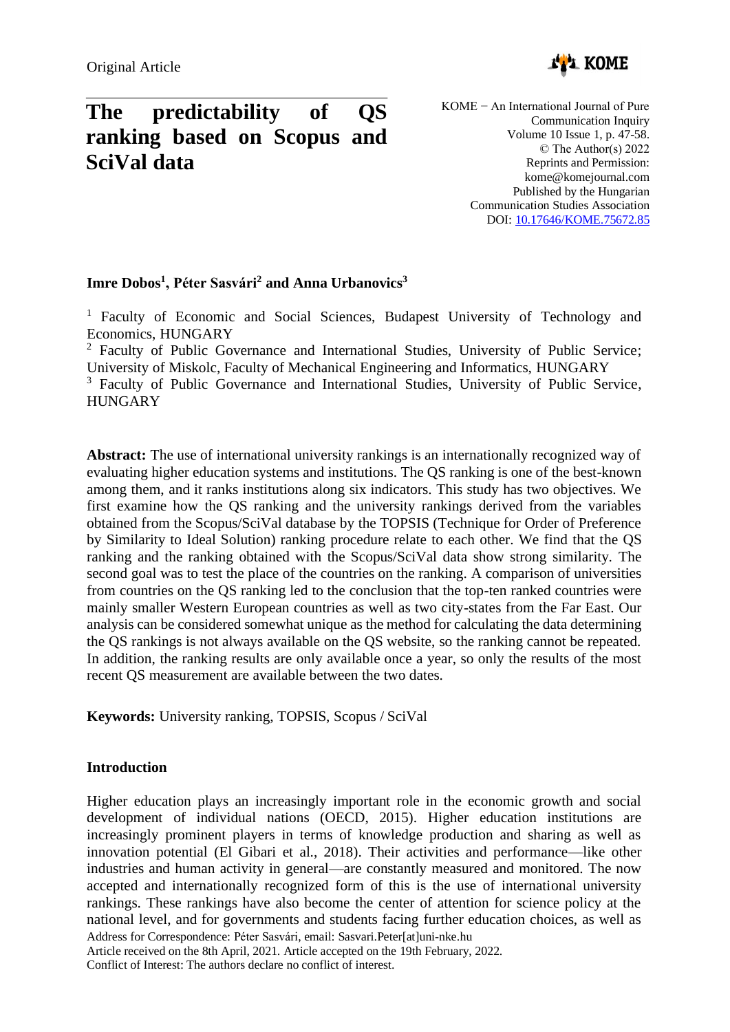Original Article

# The predictability of QS ranking based on Scopus and SciVal data

KOME − An International Journal of Pure Communication Inquiry
Volume 10 Issue 1, p. 47-58.
© The Author(s) 2022
Reprints and Permission: kome@komejournal.com
Published by the Hungarian Communication Studies Association
DOI: 10.17646/KOME.75672.85

**Imre Dobos[1], Péter Sasvári[2] and Anna Urbanovics[3]**

[1] Faculty of Economic and Social Sciences, Budapest University of Technology and Economics, HUNGARY
[2] Faculty of Public Governance and International Studies, University of Public Service; University of Miskolc, Faculty of Mechanical Engineering and Informatics, HUNGARY
[3] Faculty of Public Governance and International Studies, University of Public Service, HUNGARY

**Abstract:** The use of international university rankings is an internationally recognized way of evaluating higher education systems and institutions. The QS ranking is one of the best-known among them, and it ranks institutions along six indicators. This study has two objectives. We first examine how the QS ranking and the university rankings derived from the variables obtained from the Scopus/SciVal database by the TOPSIS (Technique for Order of Preference by Similarity to Ideal Solution) ranking procedure relate to each other. We find that the QS ranking and the ranking obtained with the Scopus/SciVal data show strong similarity. The second goal was to test the place of the countries on the ranking. A comparison of universities from countries on the QS ranking led to the conclusion that the top-ten ranked countries were mainly smaller Western European countries as well as two city-states from the Far East. Our analysis can be considered somewhat unique as the method for calculating the data determining the QS rankings is not always available on the QS website, so the ranking cannot be repeated. In addition, the ranking results are only available once a year, so only the results of the most recent QS measurement are available between the two dates.

**Keywords:** University ranking, TOPSIS, Scopus / SciVal

## Introduction

Higher education plays an increasingly important role in the economic growth and social development of individual nations (OECD, 2015). Higher education institutions are increasingly prominent players in terms of knowledge production and sharing as well as innovation potential (El Gibari et al., 2018). Their activities and performance—like other industries and human activity in general—are constantly measured and monitored. The now accepted and internationally recognized form of this is the use of international university rankings. These rankings have also become the center of attention for science policy at the national level, and for governments and students facing further education choices, as well as

Address for Correspondence: Péter Sasvári, email: Sasvari.Peter[at]uni-nke.hu
Article received on the 8th April, 2021. Article accepted on the 19th February, 2022.
Conflict of Interest: The authors declare no conflict of interest.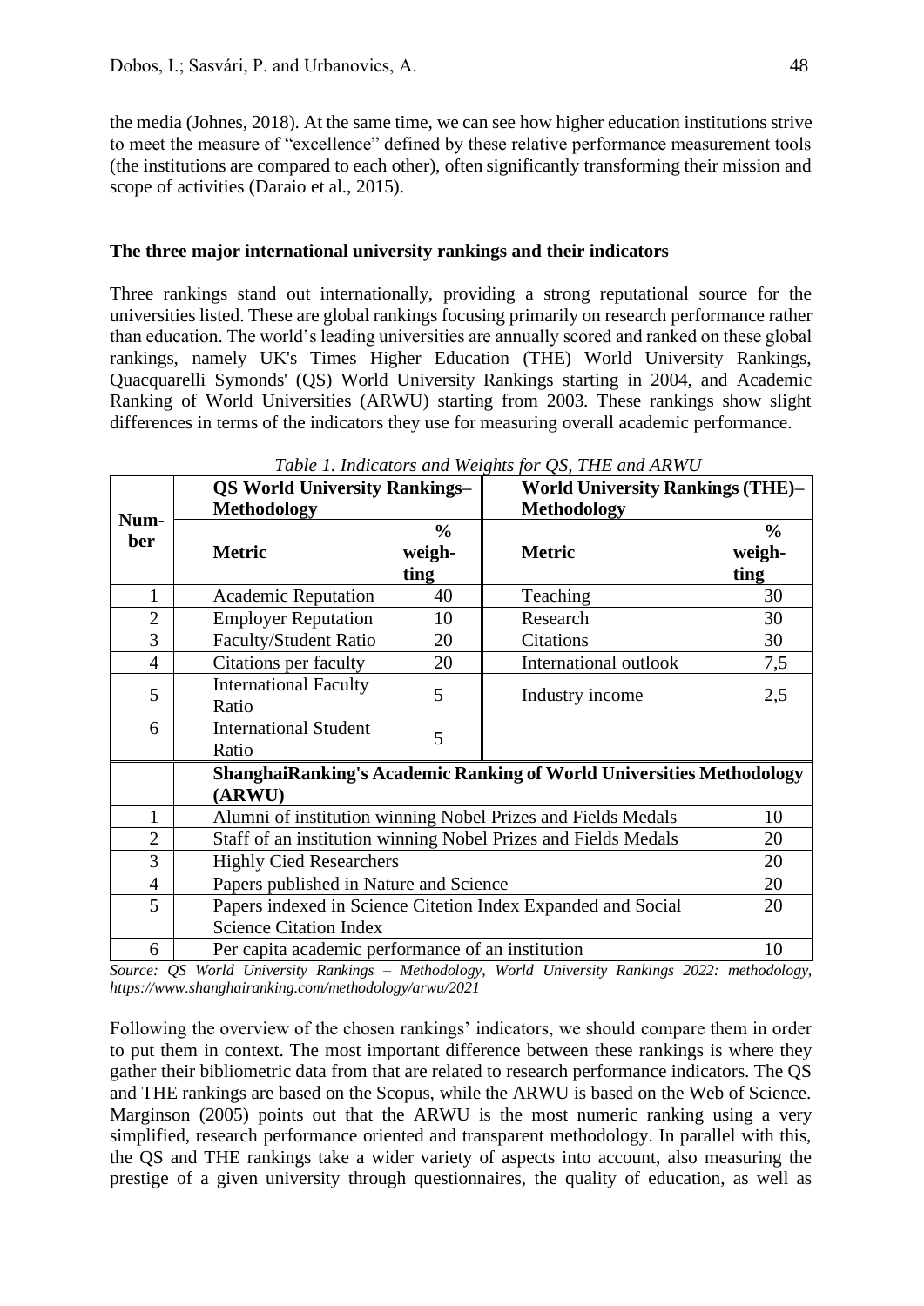the media (Johnes, 2018). At the same time, we can see how higher education institutions strive to meet the measure of "excellence" defined by these relative performance measurement tools (the institutions are compared to each other), often significantly transforming their mission and scope of activities (Daraio et al., 2015).

### The three major international university rankings and their indicators

Three rankings stand out internationally, providing a strong reputational source for the universities listed. These are global rankings focusing primarily on research performance rather than education. The world's leading universities are annually scored and ranked on these global rankings, namely UK's Times Higher Education (THE) World University Rankings, Quacquarelli Symonds' (QS) World University Rankings starting in 2004, and Academic Ranking of World Universities (ARWU) starting from 2003. These rankings show slight differences in terms of the indicators they use for measuring overall academic performance.

*Table 1. Indicators and Weights for QS, THE and ARWU*

| Num-ber | **QS World University Rankings–Methodology** | | **World University Rankings (THE)–Methodology** | |
|---|---|---|---|---|
| | **Metric** | **% weigh-ting** | **Metric** | **% weigh-ting** |
| 1 | Academic Reputation | 40 | Teaching | 30 |
| 2 | Employer Reputation | 10 | Research | 30 |
| 3 | Faculty/Student Ratio | 20 | Citations | 30 |
| 4 | Citations per faculty | 20 | International outlook | 7,5 |
| 5 | International Faculty Ratio | 5 | Industry income | 2,5 |
| 6 | International Student Ratio | 5 | | |
| | **ShanghaiRanking's Academic Ranking of World Universities Methodology (ARWU)** | | | |
| 1 | Alumni of institution winning Nobel Prizes and Fields Medals | | | 10 |
| 2 | Staff of an institution winning Nobel Prizes and Fields Medals | | | 20 |
| 3 | Highly Cied Researchers | | | 20 |
| 4 | Papers published in Nature and Science | | | 20 |
| 5 | Papers indexed in Science Citetion Index Expanded and Social Science Citation Index | | | 20 |
| 6 | Per capita academic performance of an institution | | | 10 |

*Source: QS World University Rankings – Methodology, World University Rankings 2022: methodology, https://www.shanghairanking.com/methodology/arwu/2021*

Following the overview of the chosen rankings' indicators, we should compare them in order to put them in context. The most important difference between these rankings is where they gather their bibliometric data from that are related to research performance indicators. The QS and THE rankings are based on the Scopus, while the ARWU is based on the Web of Science. Marginson (2005) points out that the ARWU is the most numeric ranking using a very simplified, research performance oriented and transparent methodology. In parallel with this, the QS and THE rankings take a wider variety of aspects into account, also measuring the prestige of a given university through questionnaires, the quality of education, as well as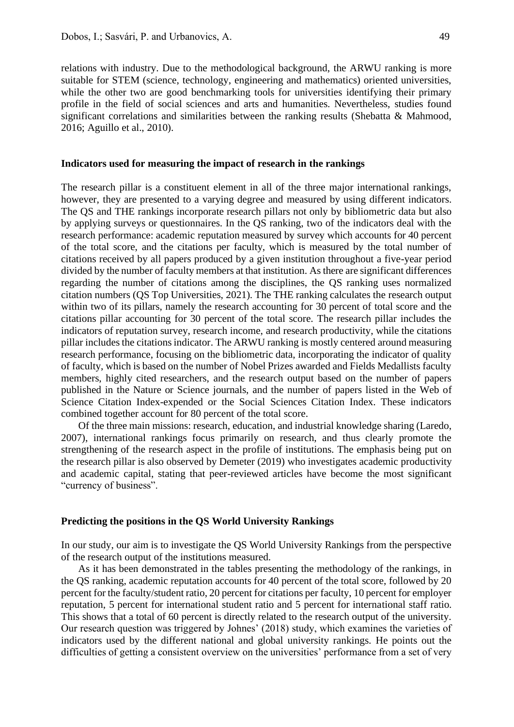relations with industry. Due to the methodological background, the ARWU ranking is more suitable for STEM (science, technology, engineering and mathematics) oriented universities, while the other two are good benchmarking tools for universities identifying their primary profile in the field of social sciences and arts and humanities. Nevertheless, studies found significant correlations and similarities between the ranking results (Shebatta & Mahmood, 2016; Aguillo et al., 2010).

## Indicators used for measuring the impact of research in the rankings

The research pillar is a constituent element in all of the three major international rankings, however, they are presented to a varying degree and measured by using different indicators. The QS and THE rankings incorporate research pillars not only by bibliometric data but also by applying surveys or questionnaires. In the QS ranking, two of the indicators deal with the research performance: academic reputation measured by survey which accounts for 40 percent of the total score, and the citations per faculty, which is measured by the total number of citations received by all papers produced by a given institution throughout a five-year period divided by the number of faculty members at that institution. As there are significant differences regarding the number of citations among the disciplines, the QS ranking uses normalized citation numbers (QS Top Universities, 2021). The THE ranking calculates the research output within two of its pillars, namely the research accounting for 30 percent of total score and the citations pillar accounting for 30 percent of the total score. The research pillar includes the indicators of reputation survey, research income, and research productivity, while the citations pillar includes the citations indicator. The ARWU ranking is mostly centered around measuring research performance, focusing on the bibliometric data, incorporating the indicator of quality of faculty, which is based on the number of Nobel Prizes awarded and Fields Medallists faculty members, highly cited researchers, and the research output based on the number of papers published in the Nature or Science journals, and the number of papers listed in the Web of Science Citation Index-expended or the Social Sciences Citation Index. These indicators combined together account for 80 percent of the total score.

Of the three main missions: research, education, and industrial knowledge sharing (Laredo, 2007), international rankings focus primarily on research, and thus clearly promote the strengthening of the research aspect in the profile of institutions. The emphasis being put on the research pillar is also observed by Demeter (2019) who investigates academic productivity and academic capital, stating that peer-reviewed articles have become the most significant "currency of business".

## Predicting the positions in the QS World University Rankings

In our study, our aim is to investigate the QS World University Rankings from the perspective of the research output of the institutions measured.

As it has been demonstrated in the tables presenting the methodology of the rankings, in the QS ranking, academic reputation accounts for 40 percent of the total score, followed by 20 percent for the faculty/student ratio, 20 percent for citations per faculty, 10 percent for employer reputation, 5 percent for international student ratio and 5 percent for international staff ratio. This shows that a total of 60 percent is directly related to the research output of the university. Our research question was triggered by Johnes' (2018) study, which examines the varieties of indicators used by the different national and global university rankings. He points out the difficulties of getting a consistent overview on the universities' performance from a set of very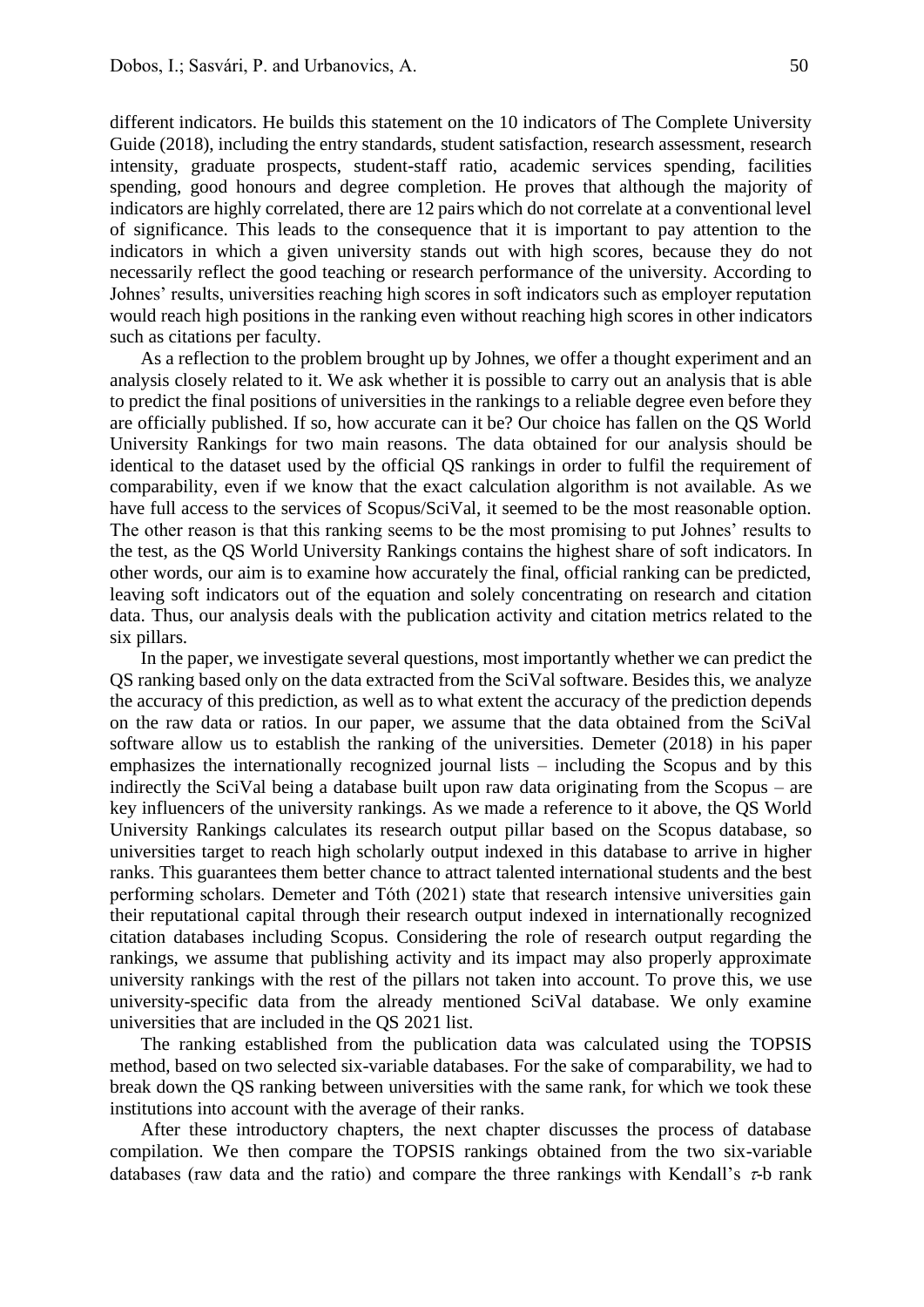different indicators. He builds this statement on the 10 indicators of The Complete University Guide (2018), including the entry standards, student satisfaction, research assessment, research intensity, graduate prospects, student-staff ratio, academic services spending, facilities spending, good honours and degree completion. He proves that although the majority of indicators are highly correlated, there are 12 pairs which do not correlate at a conventional level of significance. This leads to the consequence that it is important to pay attention to the indicators in which a given university stands out with high scores, because they do not necessarily reflect the good teaching or research performance of the university. According to Johnes' results, universities reaching high scores in soft indicators such as employer reputation would reach high positions in the ranking even without reaching high scores in other indicators such as citations per faculty.

As a reflection to the problem brought up by Johnes, we offer a thought experiment and an analysis closely related to it. We ask whether it is possible to carry out an analysis that is able to predict the final positions of universities in the rankings to a reliable degree even before they are officially published. If so, how accurate can it be? Our choice has fallen on the QS World University Rankings for two main reasons. The data obtained for our analysis should be identical to the dataset used by the official QS rankings in order to fulfil the requirement of comparability, even if we know that the exact calculation algorithm is not available. As we have full access to the services of Scopus/SciVal, it seemed to be the most reasonable option. The other reason is that this ranking seems to be the most promising to put Johnes' results to the test, as the QS World University Rankings contains the highest share of soft indicators. In other words, our aim is to examine how accurately the final, official ranking can be predicted, leaving soft indicators out of the equation and solely concentrating on research and citation data. Thus, our analysis deals with the publication activity and citation metrics related to the six pillars.

In the paper, we investigate several questions, most importantly whether we can predict the QS ranking based only on the data extracted from the SciVal software. Besides this, we analyze the accuracy of this prediction, as well as to what extent the accuracy of the prediction depends on the raw data or ratios. In our paper, we assume that the data obtained from the SciVal software allow us to establish the ranking of the universities. Demeter (2018) in his paper emphasizes the internationally recognized journal lists – including the Scopus and by this indirectly the SciVal being a database built upon raw data originating from the Scopus – are key influencers of the university rankings. As we made a reference to it above, the QS World University Rankings calculates its research output pillar based on the Scopus database, so universities target to reach high scholarly output indexed in this database to arrive in higher ranks. This guarantees them better chance to attract talented international students and the best performing scholars. Demeter and Tóth (2021) state that research intensive universities gain their reputational capital through their research output indexed in internationally recognized citation databases including Scopus. Considering the role of research output regarding the rankings, we assume that publishing activity and its impact may also properly approximate university rankings with the rest of the pillars not taken into account. To prove this, we use university-specific data from the already mentioned SciVal database. We only examine universities that are included in the QS 2021 list.

The ranking established from the publication data was calculated using the TOPSIS method, based on two selected six-variable databases. For the sake of comparability, we had to break down the QS ranking between universities with the same rank, for which we took these institutions into account with the average of their ranks.

After these introductory chapters, the next chapter discusses the process of database compilation. We then compare the TOPSIS rankings obtained from the two six-variable databases (raw data and the ratio) and compare the three rankings with Kendall's $\tau$-b rank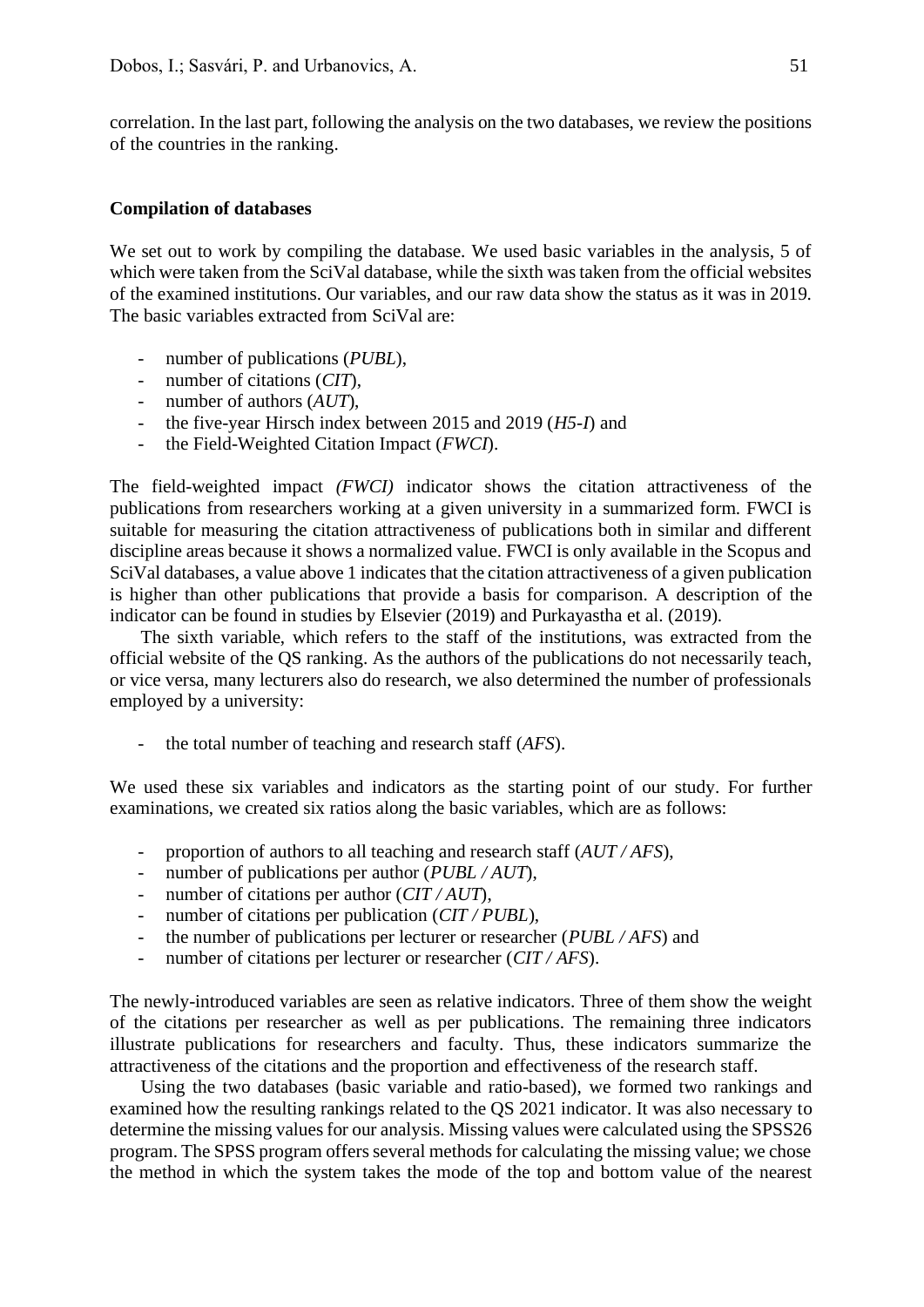correlation. In the last part, following the analysis on the two databases, we review the positions of the countries in the ranking.

## Compilation of databases

We set out to work by compiling the database. We used basic variables in the analysis, 5 of which were taken from the SciVal database, while the sixth was taken from the official websites of the examined institutions. Our variables, and our raw data show the status as it was in 2019. The basic variables extracted from SciVal are:

- number of publications (*PUBL*),
- number of citations (*CIT*),
- number of authors (*AUT*),
- the five-year Hirsch index between 2015 and 2019 (*H5-I*) and
- the Field-Weighted Citation Impact (*FWCI*).

The field-weighted impact *(FWCI)* indicator shows the citation attractiveness of the publications from researchers working at a given university in a summarized form. FWCI is suitable for measuring the citation attractiveness of publications both in similar and different discipline areas because it shows a normalized value. FWCI is only available in the Scopus and SciVal databases, a value above 1 indicates that the citation attractiveness of a given publication is higher than other publications that provide a basis for comparison. A description of the indicator can be found in studies by Elsevier (2019) and Purkayastha et al. (2019).

The sixth variable, which refers to the staff of the institutions, was extracted from the official website of the QS ranking. As the authors of the publications do not necessarily teach, or vice versa, many lecturers also do research, we also determined the number of professionals employed by a university:

- the total number of teaching and research staff (*AFS*).

We used these six variables and indicators as the starting point of our study. For further examinations, we created six ratios along the basic variables, which are as follows:

- proportion of authors to all teaching and research staff (*AUT / AFS*),
- number of publications per author (*PUBL / AUT*),
- number of citations per author (*CIT / AUT*),
- number of citations per publication (*CIT / PUBL*),
- the number of publications per lecturer or researcher (*PUBL / AFS*) and
- number of citations per lecturer or researcher (*CIT / AFS*).

The newly-introduced variables are seen as relative indicators. Three of them show the weight of the citations per researcher as well as per publications. The remaining three indicators illustrate publications for researchers and faculty. Thus, these indicators summarize the attractiveness of the citations and the proportion and effectiveness of the research staff.

Using the two databases (basic variable and ratio-based), we formed two rankings and examined how the resulting rankings related to the QS 2021 indicator. It was also necessary to determine the missing values for our analysis. Missing values were calculated using the SPSS26 program. The SPSS program offers several methods for calculating the missing value; we chose the method in which the system takes the mode of the top and bottom value of the nearest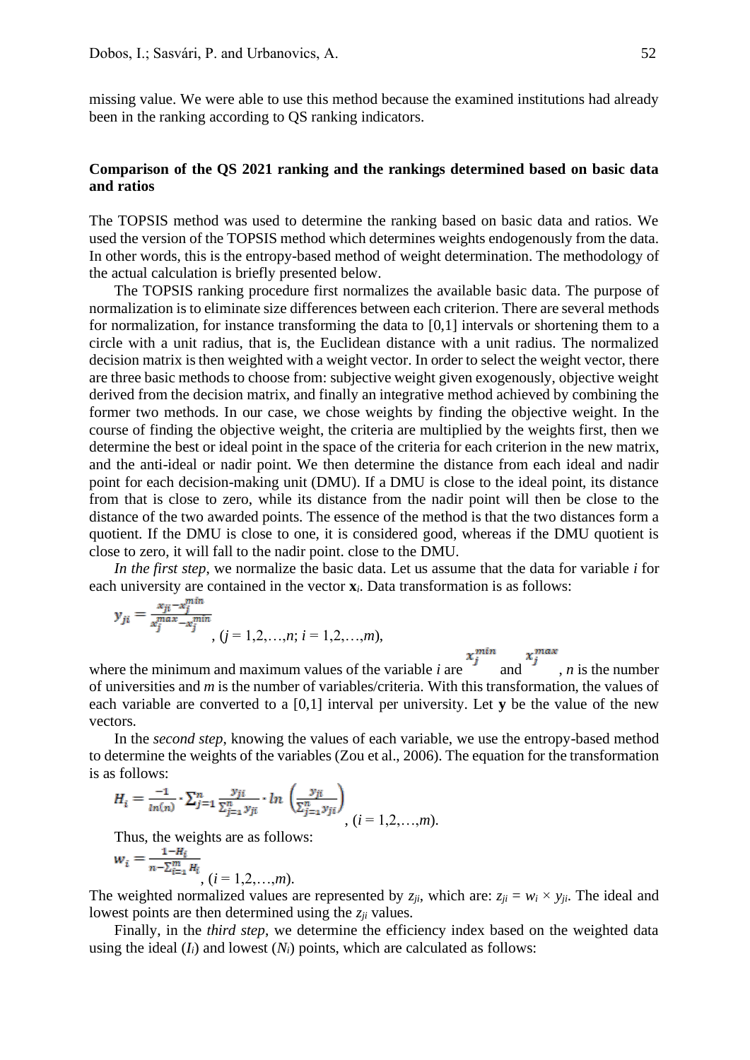missing value. We were able to use this method because the examined institutions had already been in the ranking according to QS ranking indicators.

### Comparison of the QS 2021 ranking and the rankings determined based on basic data and ratios

The TOPSIS method was used to determine the ranking based on basic data and ratios. We used the version of the TOPSIS method which determines weights endogenously from the data. In other words, this is the entropy-based method of weight determination. The methodology of the actual calculation is briefly presented below.

The TOPSIS ranking procedure first normalizes the available basic data. The purpose of normalization is to eliminate size differences between each criterion. There are several methods for normalization, for instance transforming the data to [0,1] intervals or shortening them to a circle with a unit radius, that is, the Euclidean distance with a unit radius. The normalized decision matrix is then weighted with a weight vector. In order to select the weight vector, there are three basic methods to choose from: subjective weight given exogenously, objective weight derived from the decision matrix, and finally an integrative method achieved by combining the former two methods. In our case, we chose weights by finding the objective weight. In the course of finding the objective weight, the criteria are multiplied by the weights first, then we determine the best or ideal point in the space of the criteria for each criterion in the new matrix, and the anti-ideal or nadir point. We then determine the distance from each ideal and nadir point for each decision-making unit (DMU). If a DMU is close to the ideal point, its distance from that is close to zero, while its distance from the nadir point will then be close to the distance of the two awarded points. The essence of the method is that the two distances form a quotient. If the DMU is close to one, it is considered good, whereas if the DMU quotient is close to zero, it will fall to the nadir point. close to the DMU.

*In the first step*, we normalize the basic data. Let us assume that the data for variable $i$ for each university are contained in the vector $\mathbf{x}_i$. Data transformation is as follows:

$$y_{ji} = \frac{x_{ji} - x_j^{min}}{x_j^{max} - x_j^{min}}, \quad (j = 1,2,\ldots,n;\ i = 1,2,\ldots,m),$$

where the minimum and maximum values of the variable $i$ are $x_j^{min}$ and $x_j^{max}$, $n$ is the number of universities and $m$ is the number of variables/criteria. With this transformation, the values of each variable are converted to a [0,1] interval per university. Let $\mathbf{y}$ be the value of the new vectors.

In the *second step*, knowing the values of each variable, we use the entropy-based method to determine the weights of the variables (Zou et al., 2006). The equation for the transformation is as follows:

$$H_i = \frac{-1}{ln(n)} \cdot \sum_{j=1}^{n} \frac{y_{ji}}{\sum_{j=1}^{n} y_{ji}} \cdot ln\left(\frac{y_{ji}}{\sum_{j=1}^{n} y_{ji}}\right), \quad (i = 1,2,\ldots,m).$$

Thus, the weights are as follows:

$$w_i = \frac{1 - H_i}{n - \sum_{i=1}^{m} H_i}, \quad (i = 1,2,\ldots,m).$$

The weighted normalized values are represented by $z_{ji}$, which are: $z_{ji} = w_i \times y_{ji}$. The ideal and lowest points are then determined using the $z_{ji}$ values.

Finally, in the *third step*, we determine the efficiency index based on the weighted data using the ideal ($I_i$) and lowest ($N_i$) points, which are calculated as follows: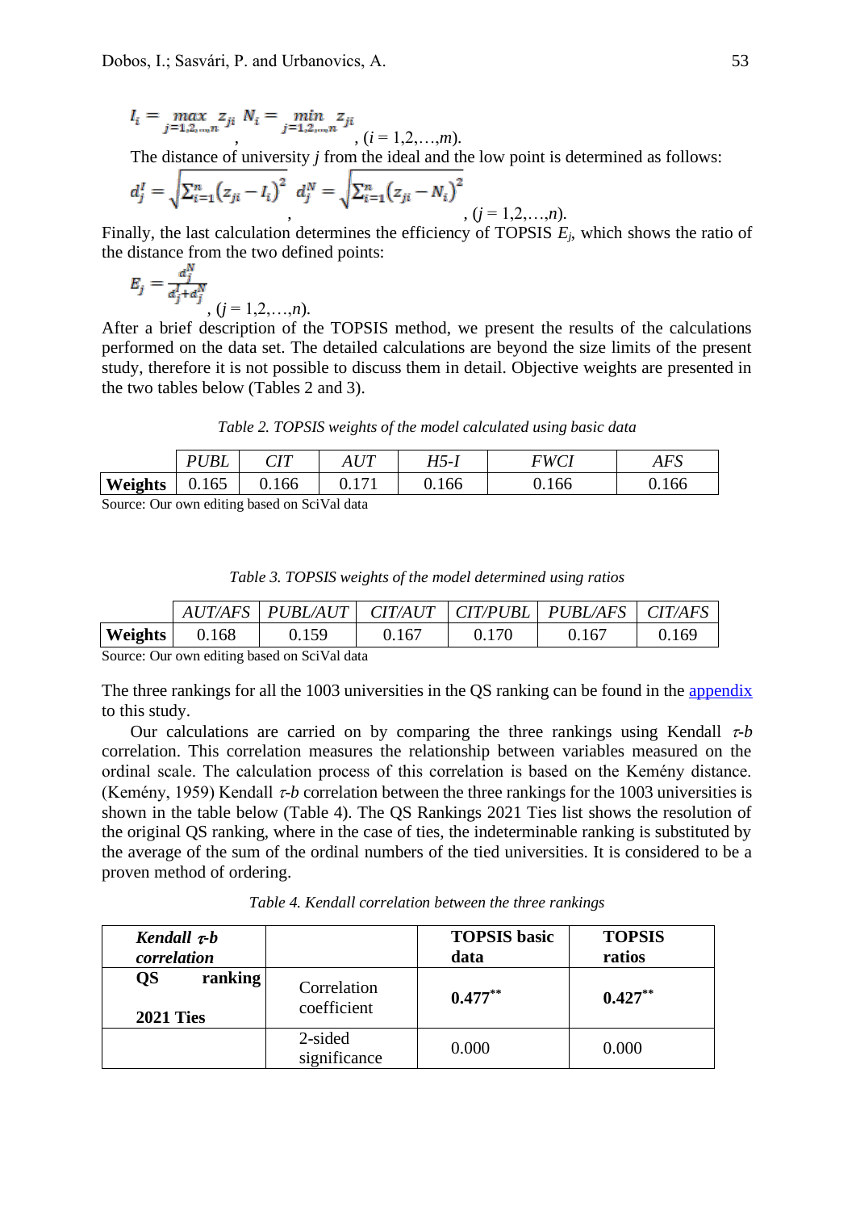$$I_i = \max_{j=1,2,\ldots,n} z_{ji} \quad , \quad N_i = \min_{j=1,2,\ldots,n} z_{ji} \quad , (i = 1,2,\ldots,m).$$

The distance of university $j$ from the ideal and the low point is determined as follows:

$$d_j^I = \sqrt{\sum_{i=1}^{n} \left(z_{ji} - I_i\right)^2} \quad , \quad d_j^N = \sqrt{\sum_{i=1}^{n} \left(z_{ji} - N_i\right)^2} \quad , (j = 1,2,\ldots,n).$$

Finally, the last calculation determines the efficiency of TOPSIS $E_j$, which shows the ratio of the distance from the two defined points:

$$E_j = \frac{d_j^N}{d_j^I + d_j^N} \quad , (j = 1,2,\ldots,n).$$

After a brief description of the TOPSIS method, we present the results of the calculations performed on the data set. The detailed calculations are beyond the size limits of the present study, therefore it is not possible to discuss them in detail. Objective weights are presented in the two tables below (Tables 2 and 3).

*Table 2. TOPSIS weights of the model calculated using basic data*

| | *PUBL* | *CIT* | *AUT* | *H5-I* | *FWCI* | *AFS* |
|---|---|---|---|---|---|---|
| **Weights** | 0.165 | 0.166 | 0.171 | 0.166 | 0.166 | 0.166 |

Source: Our own editing based on SciVal data

*Table 3. TOPSIS weights of the model determined using ratios*

| | *AUT/AFS* | *PUBL/AUT* | *CIT/AUT* | *CIT/PUBL* | *PUBL/AFS* | *CIT/AFS* |
|---|---|---|---|---|---|---|
| **Weights** | 0.168 | 0.159 | 0.167 | 0.170 | 0.167 | 0.169 |

Source: Our own editing based on SciVal data

The three rankings for all the 1003 universities in the QS ranking can be found in the appendix to this study.

Our calculations are carried on by comparing the three rankings using Kendall $\tau$-*b* correlation. This correlation measures the relationship between variables measured on the ordinal scale. The calculation process of this correlation is based on the Kemény distance. (Kemény, 1959) Kendall $\tau$-*b* correlation between the three rankings for the 1003 universities is shown in the table below (Table 4). The QS Rankings 2021 Ties list shows the resolution of the original QS ranking, where in the case of ties, the indeterminable ranking is substituted by the average of the sum of the ordinal numbers of the tied universities. It is considered to be a proven method of ordering.

*Table 4. Kendall correlation between the three rankings*

| ***Kendall $\tau$-b correlation*** | | **TOPSIS basic data** | **TOPSIS ratios** |
|---|---|---|---|
| **QS ranking 2021 Ties** | Correlation coefficient | **0.477\*\*** | **0.427\*\*** |
| | 2-sided significance | 0.000 | 0.000 |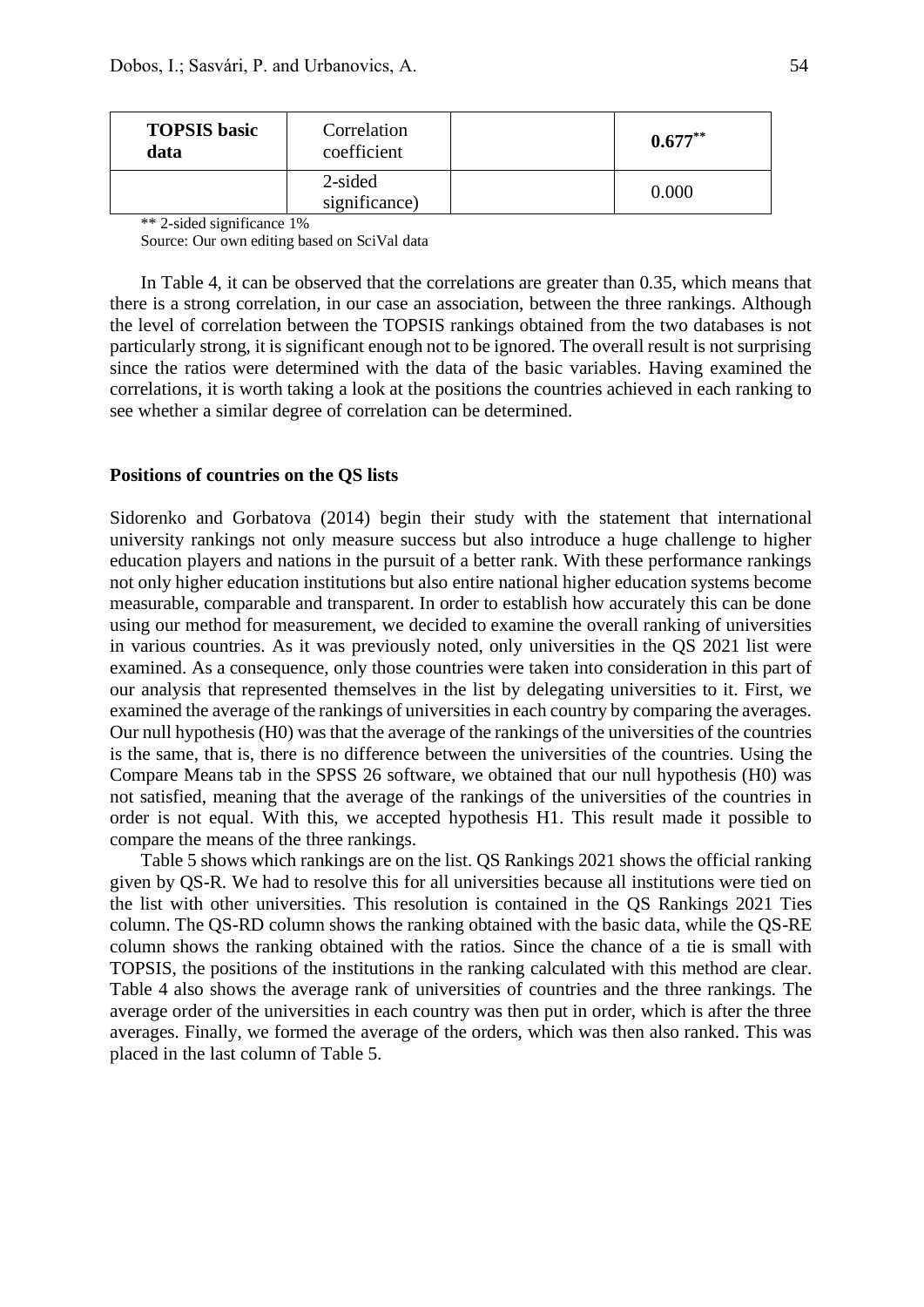| **TOPSIS basic data** | Correlation coefficient | | **0.677**** |
|---|---|---|---|
| | 2-sided significance) | | 0.000 |

** 2-sided significance 1%

Source: Our own editing based on SciVal data

In Table 4, it can be observed that the correlations are greater than 0.35, which means that there is a strong correlation, in our case an association, between the three rankings. Although the level of correlation between the TOPSIS rankings obtained from the two databases is not particularly strong, it is significant enough not to be ignored. The overall result is not surprising since the ratios were determined with the data of the basic variables. Having examined the correlations, it is worth taking a look at the positions the countries achieved in each ranking to see whether a similar degree of correlation can be determined.

**Positions of countries on the QS lists**

Sidorenko and Gorbatova (2014) begin their study with the statement that international university rankings not only measure success but also introduce a huge challenge to higher education players and nations in the pursuit of a better rank. With these performance rankings not only higher education institutions but also entire national higher education systems become measurable, comparable and transparent. In order to establish how accurately this can be done using our method for measurement, we decided to examine the overall ranking of universities in various countries. As it was previously noted, only universities in the QS 2021 list were examined. As a consequence, only those countries were taken into consideration in this part of our analysis that represented themselves in the list by delegating universities to it. First, we examined the average of the rankings of universities in each country by comparing the averages. Our null hypothesis (H0) was that the average of the rankings of the universities of the countries is the same, that is, there is no difference between the universities of the countries. Using the Compare Means tab in the SPSS 26 software, we obtained that our null hypothesis (H0) was not satisfied, meaning that the average of the rankings of the universities of the countries in order is not equal. With this, we accepted hypothesis H1. This result made it possible to compare the means of the three rankings.

Table 5 shows which rankings are on the list. QS Rankings 2021 shows the official ranking given by QS-R. We had to resolve this for all universities because all institutions were tied on the list with other universities. This resolution is contained in the QS Rankings 2021 Ties column. The QS-RD column shows the ranking obtained with the basic data, while the QS-RE column shows the ranking obtained with the ratios. Since the chance of a tie is small with TOPSIS, the positions of the institutions in the ranking calculated with this method are clear. Table 4 also shows the average rank of universities of countries and the three rankings. The average order of the universities in each country was then put in order, which is after the three averages. Finally, we formed the average of the orders, which was then also ranked. This was placed in the last column of Table 5.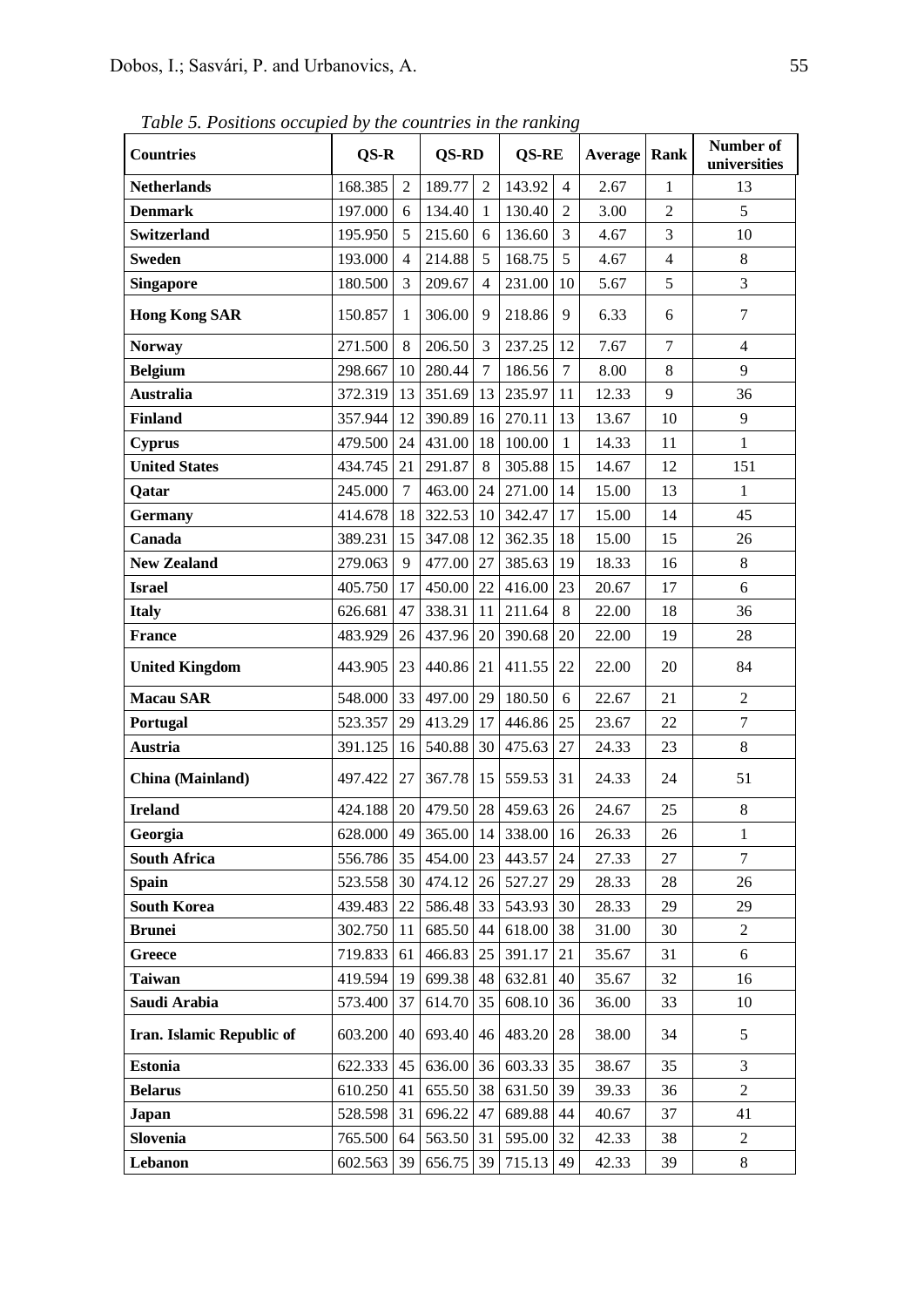*Table 5. Positions occupied by the countries in the ranking*

| Countries | QS-R | | QS-RD | | QS-RE | | Average | Rank | Number of universities |
|---|---|---|---|---|---|---|---|---|---|
| **Netherlands** | 168.385 | 2 | 189.77 | 2 | 143.92 | 4 | 2.67 | 1 | 13 |
| **Denmark** | 197.000 | 6 | 134.40 | 1 | 130.40 | 2 | 3.00 | 2 | 5 |
| **Switzerland** | 195.950 | 5 | 215.60 | 6 | 136.60 | 3 | 4.67 | 3 | 10 |
| **Sweden** | 193.000 | 4 | 214.88 | 5 | 168.75 | 5 | 4.67 | 4 | 8 |
| **Singapore** | 180.500 | 3 | 209.67 | 4 | 231.00 | 10 | 5.67 | 5 | 3 |
| **Hong Kong SAR** | 150.857 | 1 | 306.00 | 9 | 218.86 | 9 | 6.33 | 6 | 7 |
| **Norway** | 271.500 | 8 | 206.50 | 3 | 237.25 | 12 | 7.67 | 7 | 4 |
| **Belgium** | 298.667 | 10 | 280.44 | 7 | 186.56 | 7 | 8.00 | 8 | 9 |
| **Australia** | 372.319 | 13 | 351.69 | 13 | 235.97 | 11 | 12.33 | 9 | 36 |
| **Finland** | 357.944 | 12 | 390.89 | 16 | 270.11 | 13 | 13.67 | 10 | 9 |
| **Cyprus** | 479.500 | 24 | 431.00 | 18 | 100.00 | 1 | 14.33 | 11 | 1 |
| **United States** | 434.745 | 21 | 291.87 | 8 | 305.88 | 15 | 14.67 | 12 | 151 |
| **Qatar** | 245.000 | 7 | 463.00 | 24 | 271.00 | 14 | 15.00 | 13 | 1 |
| **Germany** | 414.678 | 18 | 322.53 | 10 | 342.47 | 17 | 15.00 | 14 | 45 |
| **Canada** | 389.231 | 15 | 347.08 | 12 | 362.35 | 18 | 15.00 | 15 | 26 |
| **New Zealand** | 279.063 | 9 | 477.00 | 27 | 385.63 | 19 | 18.33 | 16 | 8 |
| **Israel** | 405.750 | 17 | 450.00 | 22 | 416.00 | 23 | 20.67 | 17 | 6 |
| **Italy** | 626.681 | 47 | 338.31 | 11 | 211.64 | 8 | 22.00 | 18 | 36 |
| **France** | 483.929 | 26 | 437.96 | 20 | 390.68 | 20 | 22.00 | 19 | 28 |
| **United Kingdom** | 443.905 | 23 | 440.86 | 21 | 411.55 | 22 | 22.00 | 20 | 84 |
| **Macau SAR** | 548.000 | 33 | 497.00 | 29 | 180.50 | 6 | 22.67 | 21 | 2 |
| **Portugal** | 523.357 | 29 | 413.29 | 17 | 446.86 | 25 | 23.67 | 22 | 7 |
| **Austria** | 391.125 | 16 | 540.88 | 30 | 475.63 | 27 | 24.33 | 23 | 8 |
| **China (Mainland)** | 497.422 | 27 | 367.78 | 15 | 559.53 | 31 | 24.33 | 24 | 51 |
| **Ireland** | 424.188 | 20 | 479.50 | 28 | 459.63 | 26 | 24.67 | 25 | 8 |
| **Georgia** | 628.000 | 49 | 365.00 | 14 | 338.00 | 16 | 26.33 | 26 | 1 |
| **South Africa** | 556.786 | 35 | 454.00 | 23 | 443.57 | 24 | 27.33 | 27 | 7 |
| **Spain** | 523.558 | 30 | 474.12 | 26 | 527.27 | 29 | 28.33 | 28 | 26 |
| **South Korea** | 439.483 | 22 | 586.48 | 33 | 543.93 | 30 | 28.33 | 29 | 29 |
| **Brunei** | 302.750 | 11 | 685.50 | 44 | 618.00 | 38 | 31.00 | 30 | 2 |
| **Greece** | 719.833 | 61 | 466.83 | 25 | 391.17 | 21 | 35.67 | 31 | 6 |
| **Taiwan** | 419.594 | 19 | 699.38 | 48 | 632.81 | 40 | 35.67 | 32 | 16 |
| **Saudi Arabia** | 573.400 | 37 | 614.70 | 35 | 608.10 | 36 | 36.00 | 33 | 10 |
| **Iran. Islamic Republic of** | 603.200 | 40 | 693.40 | 46 | 483.20 | 28 | 38.00 | 34 | 5 |
| **Estonia** | 622.333 | 45 | 636.00 | 36 | 603.33 | 35 | 38.67 | 35 | 3 |
| **Belarus** | 610.250 | 41 | 655.50 | 38 | 631.50 | 39 | 39.33 | 36 | 2 |
| **Japan** | 528.598 | 31 | 696.22 | 47 | 689.88 | 44 | 40.67 | 37 | 41 |
| **Slovenia** | 765.500 | 64 | 563.50 | 31 | 595.00 | 32 | 42.33 | 38 | 2 |
| **Lebanon** | 602.563 | 39 | 656.75 | 39 | 715.13 | 49 | 42.33 | 39 | 8 |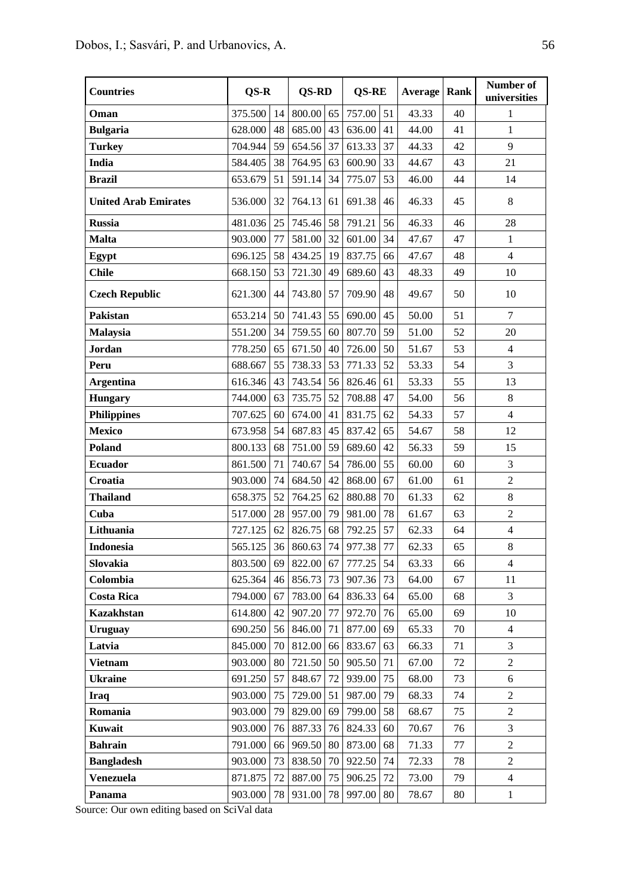| Countries | QS-R | | QS-RD | | QS-RE | | Average | Rank | Number of universities |
|---|---|---|---|---|---|---|---|---|---|
| **Oman** | 375.500 | 14 | 800.00 | 65 | 757.00 | 51 | 43.33 | 40 | 1 |
| **Bulgaria** | 628.000 | 48 | 685.00 | 43 | 636.00 | 41 | 44.00 | 41 | 1 |
| **Turkey** | 704.944 | 59 | 654.56 | 37 | 613.33 | 37 | 44.33 | 42 | 9 |
| **India** | 584.405 | 38 | 764.95 | 63 | 600.90 | 33 | 44.67 | 43 | 21 |
| **Brazil** | 653.679 | 51 | 591.14 | 34 | 775.07 | 53 | 46.00 | 44 | 14 |
| **United Arab Emirates** | 536.000 | 32 | 764.13 | 61 | 691.38 | 46 | 46.33 | 45 | 8 |
| **Russia** | 481.036 | 25 | 745.46 | 58 | 791.21 | 56 | 46.33 | 46 | 28 |
| **Malta** | 903.000 | 77 | 581.00 | 32 | 601.00 | 34 | 47.67 | 47 | 1 |
| **Egypt** | 696.125 | 58 | 434.25 | 19 | 837.75 | 66 | 47.67 | 48 | 4 |
| **Chile** | 668.150 | 53 | 721.30 | 49 | 689.60 | 43 | 48.33 | 49 | 10 |
| **Czech Republic** | 621.300 | 44 | 743.80 | 57 | 709.90 | 48 | 49.67 | 50 | 10 |
| **Pakistan** | 653.214 | 50 | 741.43 | 55 | 690.00 | 45 | 50.00 | 51 | 7 |
| **Malaysia** | 551.200 | 34 | 759.55 | 60 | 807.70 | 59 | 51.00 | 52 | 20 |
| **Jordan** | 778.250 | 65 | 671.50 | 40 | 726.00 | 50 | 51.67 | 53 | 4 |
| **Peru** | 688.667 | 55 | 738.33 | 53 | 771.33 | 52 | 53.33 | 54 | 3 |
| **Argentina** | 616.346 | 43 | 743.54 | 56 | 826.46 | 61 | 53.33 | 55 | 13 |
| **Hungary** | 744.000 | 63 | 735.75 | 52 | 708.88 | 47 | 54.00 | 56 | 8 |
| **Philippines** | 707.625 | 60 | 674.00 | 41 | 831.75 | 62 | 54.33 | 57 | 4 |
| **Mexico** | 673.958 | 54 | 687.83 | 45 | 837.42 | 65 | 54.67 | 58 | 12 |
| **Poland** | 800.133 | 68 | 751.00 | 59 | 689.60 | 42 | 56.33 | 59 | 15 |
| **Ecuador** | 861.500 | 71 | 740.67 | 54 | 786.00 | 55 | 60.00 | 60 | 3 |
| **Croatia** | 903.000 | 74 | 684.50 | 42 | 868.00 | 67 | 61.00 | 61 | 2 |
| **Thailand** | 658.375 | 52 | 764.25 | 62 | 880.88 | 70 | 61.33 | 62 | 8 |
| **Cuba** | 517.000 | 28 | 957.00 | 79 | 981.00 | 78 | 61.67 | 63 | 2 |
| **Lithuania** | 727.125 | 62 | 826.75 | 68 | 792.25 | 57 | 62.33 | 64 | 4 |
| **Indonesia** | 565.125 | 36 | 860.63 | 74 | 977.38 | 77 | 62.33 | 65 | 8 |
| **Slovakia** | 803.500 | 69 | 822.00 | 67 | 777.25 | 54 | 63.33 | 66 | 4 |
| **Colombia** | 625.364 | 46 | 856.73 | 73 | 907.36 | 73 | 64.00 | 67 | 11 |
| **Costa Rica** | 794.000 | 67 | 783.00 | 64 | 836.33 | 64 | 65.00 | 68 | 3 |
| **Kazakhstan** | 614.800 | 42 | 907.20 | 77 | 972.70 | 76 | 65.00 | 69 | 10 |
| **Uruguay** | 690.250 | 56 | 846.00 | 71 | 877.00 | 69 | 65.33 | 70 | 4 |
| **Latvia** | 845.000 | 70 | 812.00 | 66 | 833.67 | 63 | 66.33 | 71 | 3 |
| **Vietnam** | 903.000 | 80 | 721.50 | 50 | 905.50 | 71 | 67.00 | 72 | 2 |
| **Ukraine** | 691.250 | 57 | 848.67 | 72 | 939.00 | 75 | 68.00 | 73 | 6 |
| **Iraq** | 903.000 | 75 | 729.00 | 51 | 987.00 | 79 | 68.33 | 74 | 2 |
| **Romania** | 903.000 | 79 | 829.00 | 69 | 799.00 | 58 | 68.67 | 75 | 2 |
| **Kuwait** | 903.000 | 76 | 887.33 | 76 | 824.33 | 60 | 70.67 | 76 | 3 |
| **Bahrain** | 791.000 | 66 | 969.50 | 80 | 873.00 | 68 | 71.33 | 77 | 2 |
| **Bangladesh** | 903.000 | 73 | 838.50 | 70 | 922.50 | 74 | 72.33 | 78 | 2 |
| **Venezuela** | 871.875 | 72 | 887.00 | 75 | 906.25 | 72 | 73.00 | 79 | 4 |
| **Panama** | 903.000 | 78 | 931.00 | 78 | 997.00 | 80 | 78.67 | 80 | 1 |

Source: Our own editing based on SciVal data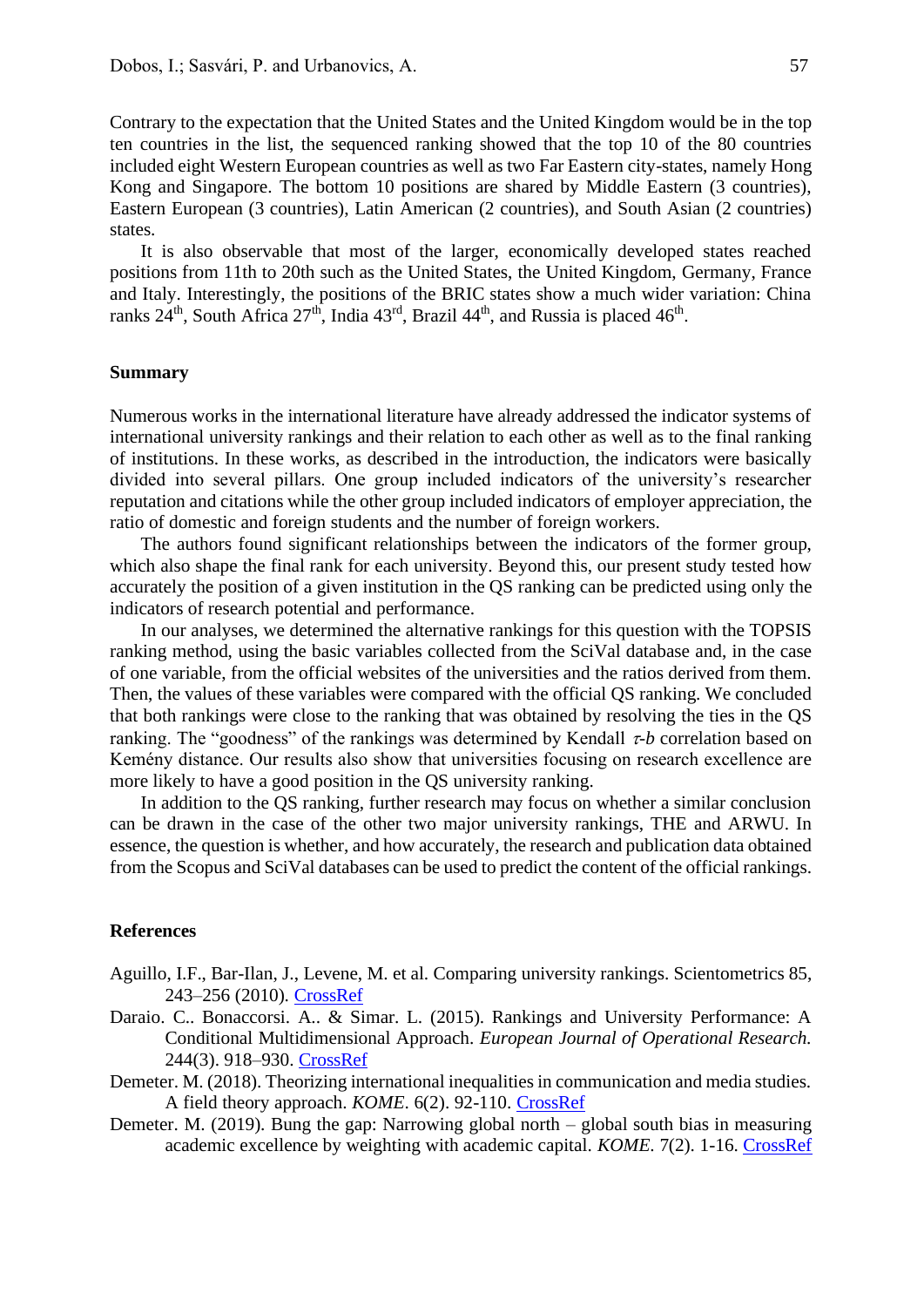Contrary to the expectation that the United States and the United Kingdom would be in the top ten countries in the list, the sequenced ranking showed that the top 10 of the 80 countries included eight Western European countries as well as two Far Eastern city-states, namely Hong Kong and Singapore. The bottom 10 positions are shared by Middle Eastern (3 countries), Eastern European (3 countries), Latin American (2 countries), and South Asian (2 countries) states.

It is also observable that most of the larger, economically developed states reached positions from 11th to 20th such as the United States, the United Kingdom, Germany, France and Italy. Interestingly, the positions of the BRIC states show a much wider variation: China ranks 24th, South Africa 27th, India 43rd, Brazil 44th, and Russia is placed 46th.

## Summary

Numerous works in the international literature have already addressed the indicator systems of international university rankings and their relation to each other as well as to the final ranking of institutions. In these works, as described in the introduction, the indicators were basically divided into several pillars. One group included indicators of the university's researcher reputation and citations while the other group included indicators of employer appreciation, the ratio of domestic and foreign students and the number of foreign workers.

The authors found significant relationships between the indicators of the former group, which also shape the final rank for each university. Beyond this, our present study tested how accurately the position of a given institution in the QS ranking can be predicted using only the indicators of research potential and performance.

In our analyses, we determined the alternative rankings for this question with the TOPSIS ranking method, using the basic variables collected from the SciVal database and, in the case of one variable, from the official websites of the universities and the ratios derived from them. Then, the values of these variables were compared with the official QS ranking. We concluded that both rankings were close to the ranking that was obtained by resolving the ties in the QS ranking. The "goodness" of the rankings was determined by Kendall $\tau$-*b* correlation based on Kemény distance. Our results also show that universities focusing on research excellence are more likely to have a good position in the QS university ranking.

In addition to the QS ranking, further research may focus on whether a similar conclusion can be drawn in the case of the other two major university rankings, THE and ARWU. In essence, the question is whether, and how accurately, the research and publication data obtained from the Scopus and SciVal databases can be used to predict the content of the official rankings.

## References

Aguillo, I.F., Bar-Ilan, J., Levene, M. et al. Comparing university rankings. Scientometrics 85, 243–256 (2010). CrossRef

Daraio. C.. Bonaccorsi. A.. & Simar. L. (2015). Rankings and University Performance: A Conditional Multidimensional Approach. *European Journal of Operational Research.* 244(3). 918–930. CrossRef

Demeter. M. (2018). Theorizing international inequalities in communication and media studies. A field theory approach. *KOME*. 6(2). 92-110. CrossRef

Demeter. M. (2019). Bung the gap: Narrowing global north – global south bias in measuring academic excellence by weighting with academic capital. *KOME*. 7(2). 1-16. CrossRef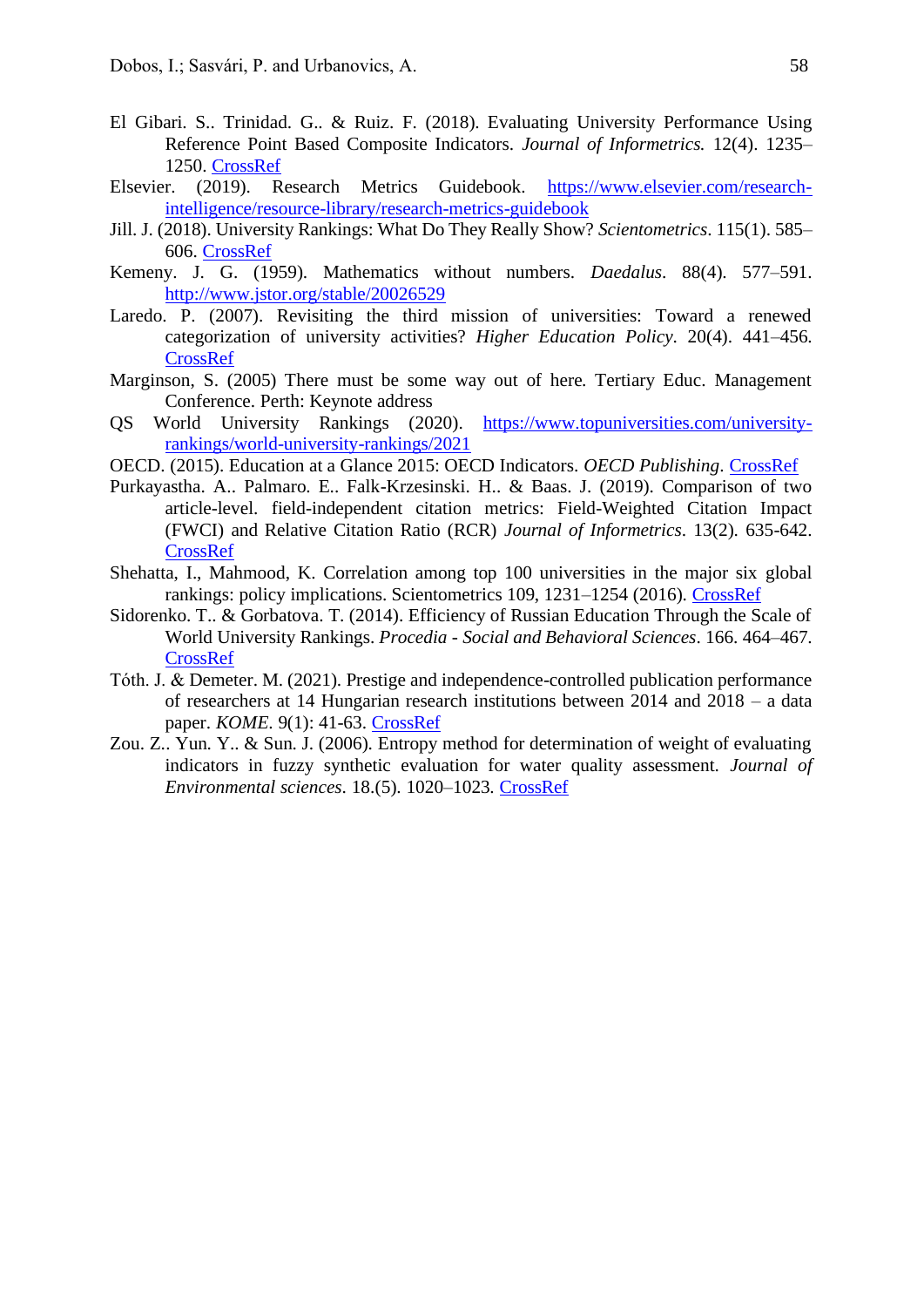El Gibari. S.. Trinidad. G.. & Ruiz. F. (2018). Evaluating University Performance Using Reference Point Based Composite Indicators. *Journal of Informetrics.* 12(4). 1235–1250. CrossRef

Elsevier. (2019). Research Metrics Guidebook. https://www.elsevier.com/research-intelligence/resource-library/research-metrics-guidebook

Jill. J. (2018). University Rankings: What Do They Really Show? *Scientometrics*. 115(1). 585–606. CrossRef

Kemeny. J. G. (1959). Mathematics without numbers. *Daedalus*. 88(4). 577–591. http://www.jstor.org/stable/20026529

Laredo. P. (2007). Revisiting the third mission of universities: Toward a renewed categorization of university activities? *Higher Education Policy*. 20(4). 441–456. CrossRef

Marginson, S. (2005) There must be some way out of here. Tertiary Educ. Management Conference. Perth: Keynote address

QS World University Rankings (2020). https://www.topuniversities.com/university-rankings/world-university-rankings/2021

OECD. (2015). Education at a Glance 2015: OECD Indicators. *OECD Publishing*. CrossRef

Purkayastha. A.. Palmaro. E.. Falk-Krzesinski. H.. & Baas. J. (2019). Comparison of two article-level. field-independent citation metrics: Field-Weighted Citation Impact (FWCI) and Relative Citation Ratio (RCR) *Journal of Informetrics*. 13(2). 635-642. CrossRef

Shehatta, I., Mahmood, K. Correlation among top 100 universities in the major six global rankings: policy implications. Scientometrics 109, 1231–1254 (2016). CrossRef

Sidorenko. T.. & Gorbatova. T. (2014). Efficiency of Russian Education Through the Scale of World University Rankings. *Procedia - Social and Behavioral Sciences*. 166. 464–467. CrossRef

Tóth. J. & Demeter. M. (2021). Prestige and independence-controlled publication performance of researchers at 14 Hungarian research institutions between 2014 and 2018 – a data paper. *KOME*. 9(1): 41-63. CrossRef

Zou. Z.. Yun. Y.. & Sun. J. (2006). Entropy method for determination of weight of evaluating indicators in fuzzy synthetic evaluation for water quality assessment. *Journal of Environmental sciences*. 18.(5). 1020–1023. CrossRef